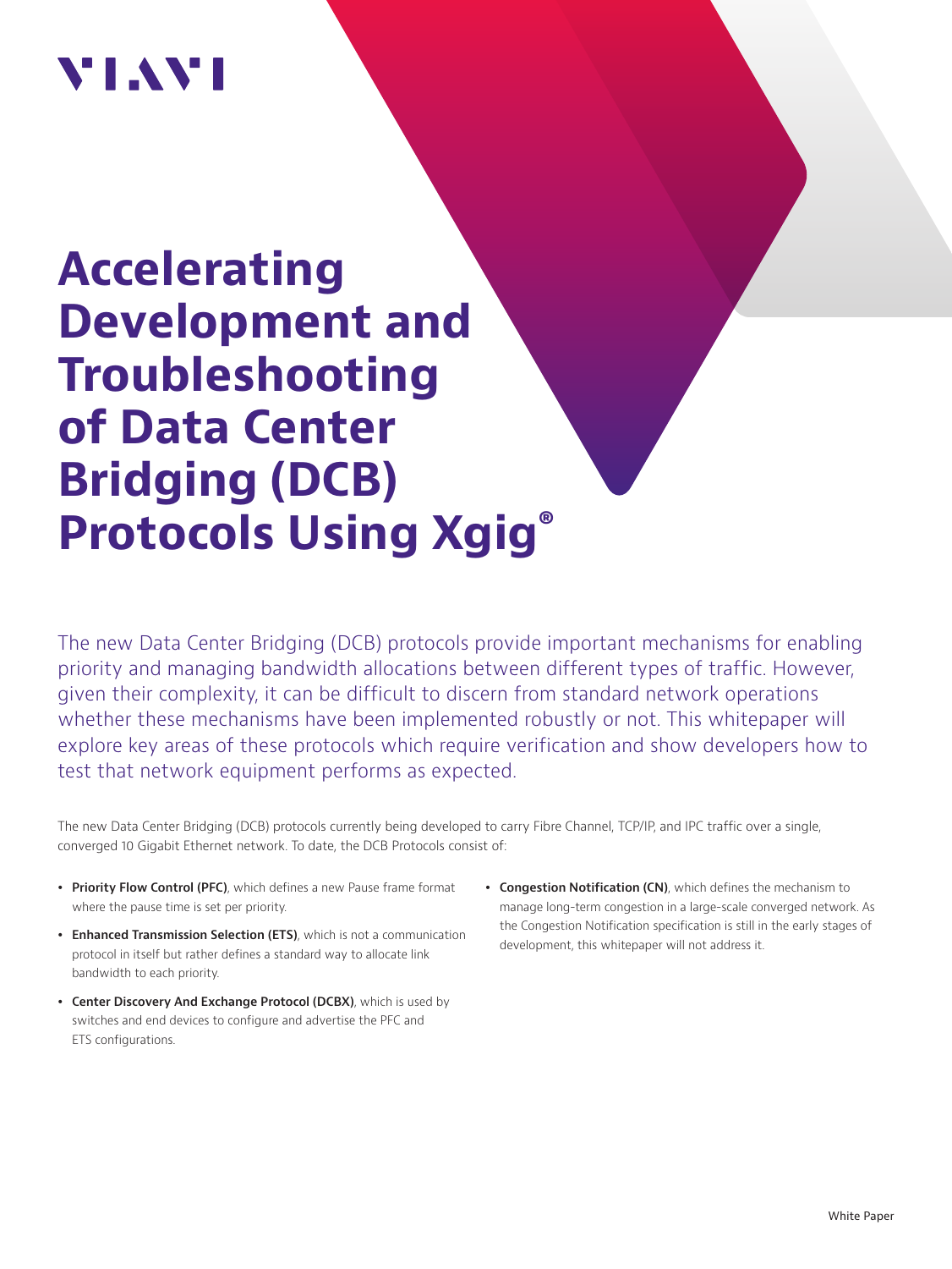VIAVI

# Accelerating Development and Troubleshooting of Data Center Bridging (DCB) Protocols Using Xgig®

The new Data Center Bridging (DCB) protocols provide important mechanisms for enabling priority and managing bandwidth allocations between different types of traffic. However, given their complexity, it can be difficult to discern from standard network operations whether these mechanisms have been implemented robustly or not. This whitepaper will explore key areas of these protocols which require verification and show developers how to test that network equipment performs as expected.

The new Data Center Bridging (DCB) protocols currently being developed to carry Fibre Channel, TCP/IP, and IPC traffic over a single, converged 10 Gigabit Ethernet network. To date, the DCB Protocols consist of:

- **Priority Flow Control (PFC)**, which defines a new Pause frame format where the pause time is set per priority.
- **Enhanced Transmission Selection (ETS)**, which is not a communication protocol in itself but rather defines a standard way to allocate link bandwidth to each priority.
- **Center Discovery And Exchange Protocol (DCBX)**, which is used by switches and end devices to configure and advertise the PFC and ETS configurations.
- **Congestion Notification (CN)**, which defines the mechanism to manage long-term congestion in a large-scale converged network. As the Congestion Notification specification is still in the early stages of development, this whitepaper will not address it.

White Paper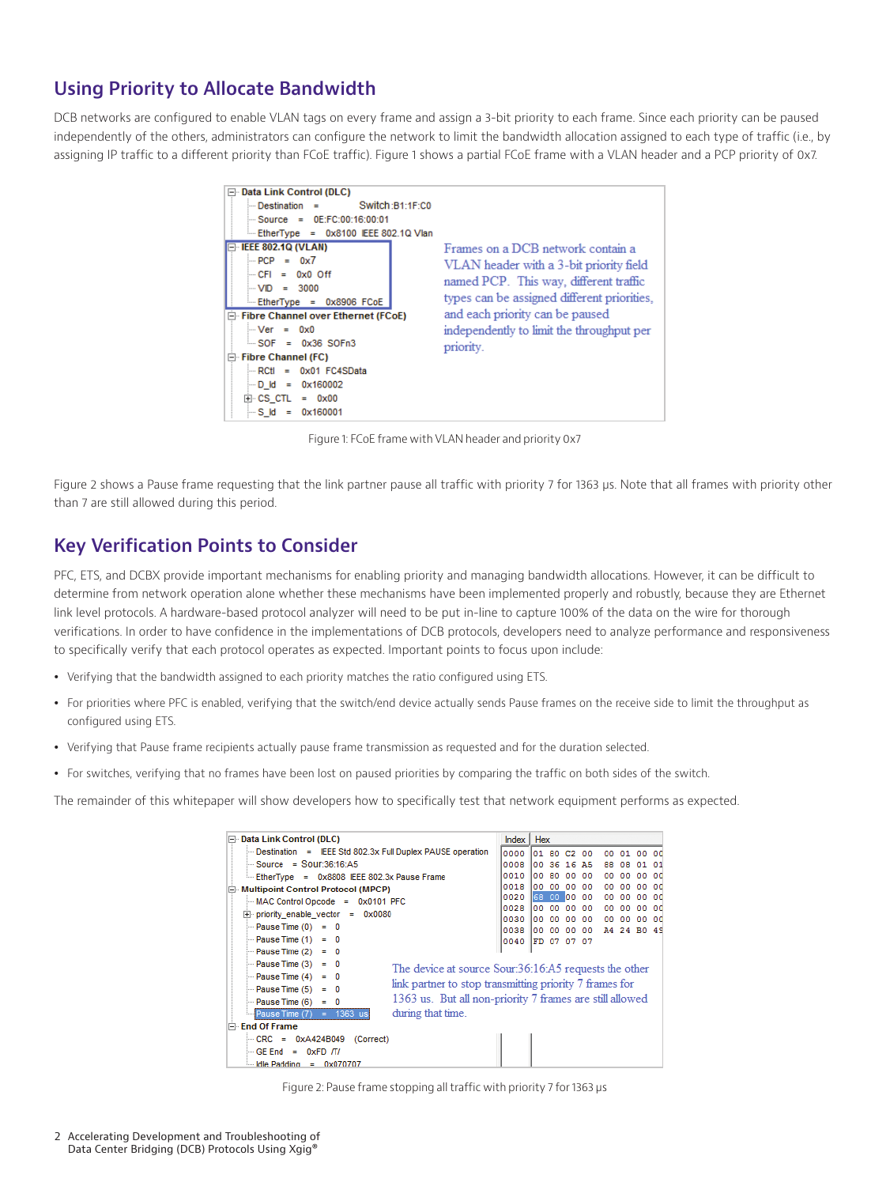## Using Priority to Allocate Bandwidth

DCB networks are configured to enable VLAN tags on every frame and assign a 3-bit priority to each frame. Since each priority can be paused independently of the others, administrators can configure the network to limit the bandwidth allocation assigned to each type of traffic (i.e., by assigning IP traffic to a different priority than FCoE traffic). Figure 1 shows a partial FCoE frame with a VLAN header and a PCP priority of 0x7.

```
Data Link Control (DLC)
    Destination  =      Switch:B1:1F:C0
    Source   =   0E:FC:00:16:00:01
    EtherType  =  0x8100  IEEE 802.1Q Vlan
IEEE 802.1Q (VLAN)
    PCP  =  0x7
    CFI  =  0x0  Off
    VID  =  3000
    EtherType  =  0x8906  FCoE
Fibre Channel over Ethernet (FCoE)
    Ver  =  0x0
    SOF  =  0x36  SOFn3
Fibre Channel (FC)
    RCtl  =  0x01  FC4SData
    D_Id  =  0x160002
    CS_CTL  =  0x00
    S_Id  =  0x160001
```

Frames on a DCB network contain a VLAN header with a 3-bit priority field named PCP. This way, different traffic types can be assigned different priorities, and each priority can be paused independently to limit the throughput per priority.

Figure 1: FCoE frame with VLAN header and priority 0x7

Figure 2 shows a Pause frame requesting that the link partner pause all traffic with priority 7 for 1363 μs. Note that all frames with priority other than 7 are still allowed during this period.

## Key Verification Points to Consider

PFC, ETS, and DCBX provide important mechanisms for enabling priority and managing bandwidth allocations. However, it can be difficult to determine from network operation alone whether these mechanisms have been implemented properly and robustly, because they are Ethernet link level protocols. A hardware-based protocol analyzer will need to be put in-line to capture 100% of the data on the wire for thorough verifications. In order to have confidence in the implementations of DCB protocols, developers need to analyze performance and responsiveness to specifically verify that each protocol operates as expected. Important points to focus upon include:

- Verifying that the bandwidth assigned to each priority matches the ratio configured using ETS.
- For priorities where PFC is enabled, verifying that the switch/end device actually sends Pause frames on the receive side to limit the throughput as configured using ETS.
- Verifying that Pause frame recipients actually pause frame transmission as requested and for the duration selected.
- For switches, verifying that no frames have been lost on paused priorities by comparing the traffic on both sides of the switch.

The remainder of this whitepaper will show developers how to specifically test that network equipment performs as expected.

```
Data Link Control (DLC)
    Destination  =  IEEE Std 802.3x Full Duplex PAUSE operation
    Source  =  Sour:36:16:A5
    EtherType  =  0x8808  IEEE 802.3x Pause Frame
Multipoint Control Protocol (MPCP)
    MAC Control Opcode  =  0x0101  PFC
    priority_enable_vector  =  0x0080
    Pause Time (0)  =  0
    Pause Time (1)  =  0
    Pause Time (2)  =  0
    Pause Time (3)  =  0
    Pause Time (4)  =  0
    Pause Time (5)  =  0
    Pause Time (6)  =  0
    Pause Time (7)  =  1363  us
End Of Frame
    CRC  =  0xA424B049  (Correct)
    GE End  =  0xFD  /T/
    Idle Padding  =  0x070707

Index  Hex
0000   01 80 C2 00  00 01 00 0C
0008   00 36 16 A5  88 08 01 01
0010   00 80 00 00  00 00 00 0C
0018   00 00 00 00  00 00 00 0C
0020   68 00 00 00  00 00 00 0C
0028   00 00 00 00  00 00 00 0C
0030   00 00 00 00  00 00 00 0C
0038   00 00 00 00  A4 24 B0 49
0040   FD 07 07 07
```

The device at source Sour:36:16:A5 requests the other link partner to stop transmitting priority 7 frames for 1363 us. But all non-priority 7 frames are still allowed during that time.

Figure 2: Pause frame stopping all traffic with priority 7 for 1363 μs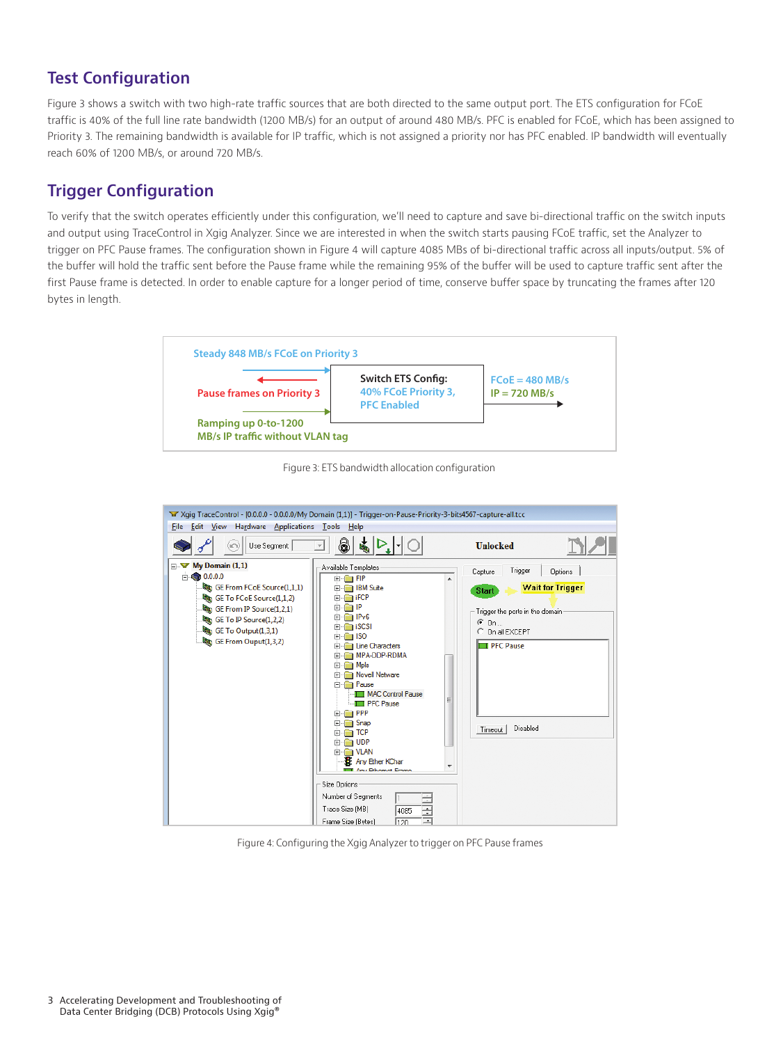## Test Configuration

Figure 3 shows a switch with two high-rate traffic sources that are both directed to the same output port. The ETS configuration for FCoE traffic is 40% of the full line rate bandwidth (1200 MB/s) for an output of around 480 MB/s. PFC is enabled for FCoE, which has been assigned to Priority 3. The remaining bandwidth is available for IP traffic, which is not assigned a priority nor has PFC enabled. IP bandwidth will eventually reach 60% of 1200 MB/s, or around 720 MB/s.

## Trigger Configuration

To verify that the switch operates efficiently under this configuration, we'll need to capture and save bi-directional traffic on the switch inputs and output using TraceControl in Xgig Analyzer. Since we are interested in when the switch starts pausing FCoE traffic, set the Analyzer to trigger on PFC Pause frames. The configuration shown in Figure 4 will capture 4085 MBs of bi-directional traffic across all inputs/output. 5% of the buffer will hold the traffic sent before the Pause frame while the remaining 95% of the buffer will be used to capture traffic sent after the first Pause frame is detected. In order to enable capture for a longer period of time, conserve buffer space by truncating the frames after 120 bytes in length.

Figure 3: ETS bandwidth allocation configuration

Figure 4: Configuring the Xgig Analyzer to trigger on PFC Pause frames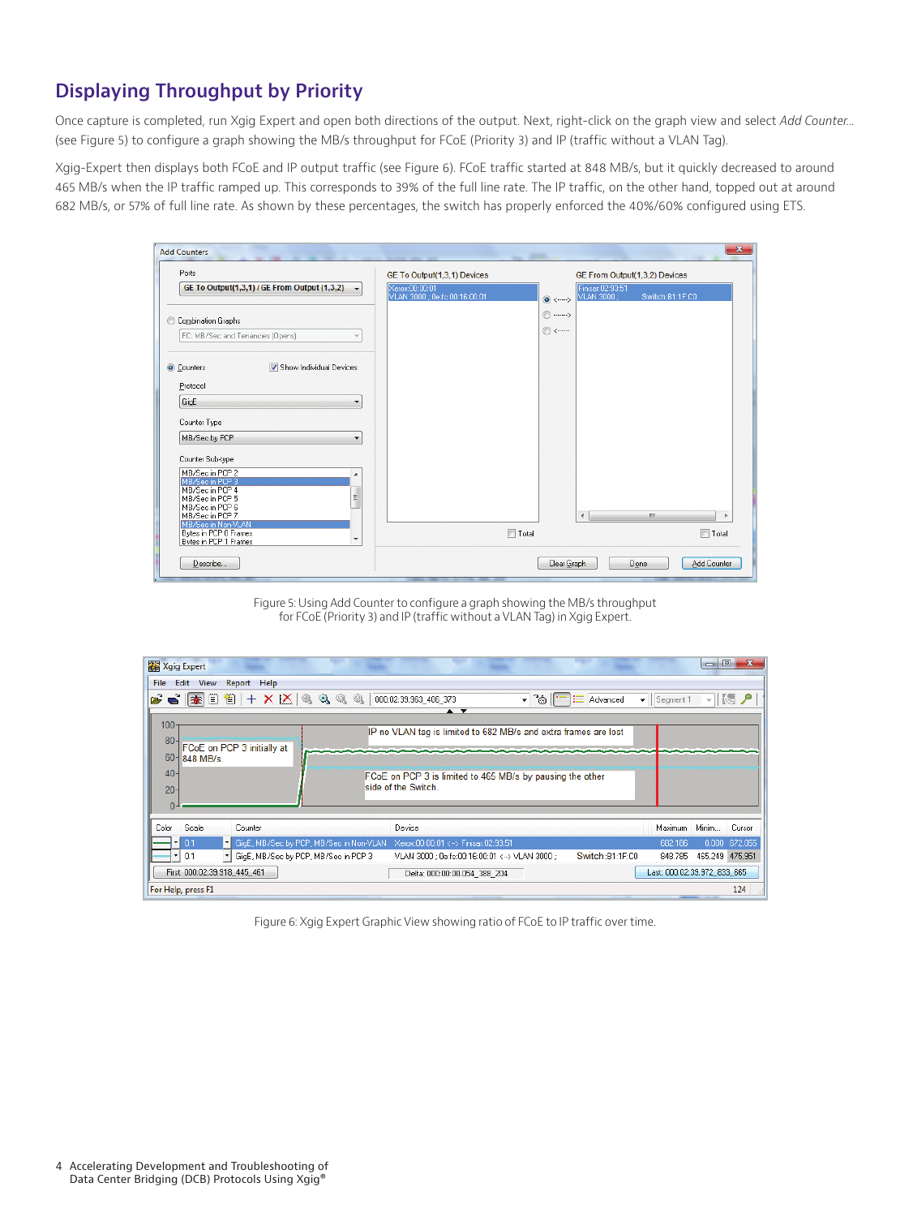## Displaying Throughput by Priority

Once capture is completed, run Xgig Expert and open both directions of the output. Next, right-click on the graph view and select *Add Counter...* (see Figure 5) to configure a graph showing the MB/s throughput for FCoE (Priority 3) and IP (traffic without a VLAN Tag).

Xgig-Expert then displays both FCoE and IP output traffic (see Figure 6). FCoE traffic started at 848 MB/s, but it quickly decreased to around 465 MB/s when the IP traffic ramped up. This corresponds to 39% of the full line rate. The IP traffic, on the other hand, topped out at around 682 MB/s, or 57% of full line rate. As shown by these percentages, the switch has properly enforced the 40%/60% configured using ETS.

Figure 5: Using Add Counter to configure a graph showing the MB/s throughput for FCoE (Priority 3) and IP (traffic without a VLAN Tag) in Xgig Expert.

Figure 6: Xgig Expert Graphic View showing ratio of FCoE to IP traffic over time.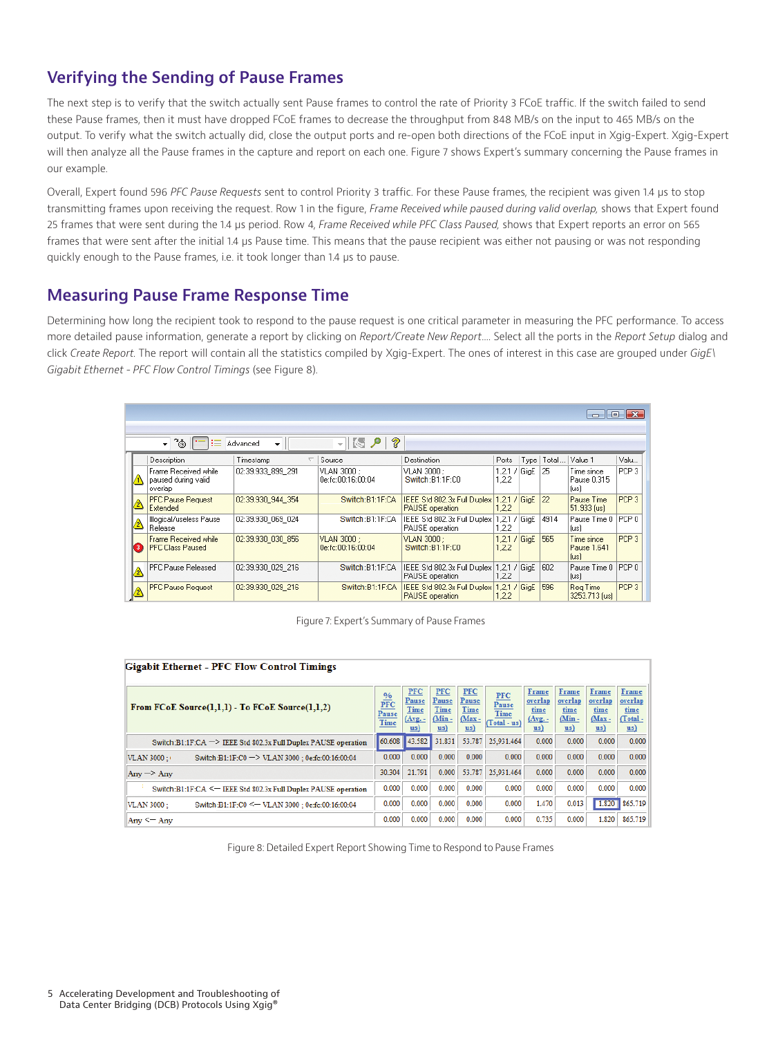## Verifying the Sending of Pause Frames

The next step is to verify that the switch actually sent Pause frames to control the rate of Priority 3 FCoE traffic. If the switch failed to send these Pause frames, then it must have dropped FCoE frames to decrease the throughput from 848 MB/s on the input to 465 MB/s on the output. To verify what the switch actually did, close the output ports and re-open both directions of the FCoE input in Xgig-Expert. Xgig-Expert will then analyze all the Pause frames in the capture and report on each one. Figure 7 shows Expert's summary concerning the Pause frames in our example.

Overall, Expert found 596 *PFC Pause Requests* sent to control Priority 3 traffic. For these Pause frames, the recipient was given 1.4 µs to stop transmitting frames upon receiving the request. Row 1 in the figure, *Frame Received while paused during valid overlap,* shows that Expert found 25 frames that were sent during the 1.4 µs period. Row 4, *Frame Received while PFC Class Paused,* shows that Expert reports an error on 565 frames that were sent after the initial 1.4 µs Pause time. This means that the pause recipient was either not pausing or was not responding quickly enough to the Pause frames, i.e. it took longer than 1.4 µs to pause.

## Measuring Pause Frame Response Time

Determining how long the recipient took to respond to the pause request is one critical parameter in measuring the PFC performance. To access more detailed pause information, generate a report by clicking on *Report/Create New Report...*. Select all the ports in the *Report Setup* dialog and click *Create Report*. The report will contain all the statistics compiled by Xgig-Expert. The ones of interest in this case are grouped under *GigE\ Gigabit Ethernet - PFC Flow Control Timings* (see Figure 8).

| Description | Timestamp | Source | Destination | Ports | Type | Total... | Value 1 | Valu... |
|---|---|---|---|---|---|---|---|---|
| Frame Received while paused during valid overlap | 02:39.933_899_291 | VLAN 3000 ; 0e:fc:00:16:00:04 | VLAN 3000 ; Switch:B1:1F:C0 | 1,2,1 / 1,2,2 | GigE | 25 | Time since Pause 0.315 [us] | PCP 3 |
| PFC Pause Request Extended | 02:39.930_944_354 | Switch:B1:1F:CA | IEEE Std 802.3x Full Duplex PAUSE operation | 1,2,1 / 1,2,2 | GigE | 22 | Pause Time 51.933 [us] | PCP 3 |
| Illogical/useless Pause Release | 02:39.930_069_024 | Switch:B1:1F:CA | IEEE Std 802.3x Full Duplex PAUSE operation | 1,2,1 / 1,2,2 | GigE | 4914 | Pause Time 0 [us] | PCP 0 |
| Frame Received while PFC Class Paused | 02:39.930_030_856 | VLAN 3000 ; 0e:fc:00:16:00:04 | VLAN 3000 ; Switch:B1:1F:C0 | 1,2,1 / 1,2,2 | GigE | 565 | Time since Pause 1.541 [us] | PCP 3 |
| PFC Pause Released | 02:39.930_029_216 | Switch:B1:1F:CA | IEEE Std 802.3x Full Duplex PAUSE operation | 1,2,1 / 1,2,2 | GigE | 602 | Pause Time 0 [us] | PCP 0 |
| PFC Pause Request | 02:39.930_029_216 | Switch:B1:1F:CA | IEEE Std 802.3x Full Duplex PAUSE operation | 1,2,1 / 1,2,2 | GigE | 596 | Req Time 3253.713 [us] | PCP 3 |

Figure 7: Expert's Summary of Pause Frames

**Gigabit Ethernet - PFC Flow Control Timings**

| From FCoE Source(1,1,1) - To FCoE Source(1,1,2) | % PFC Pause Time | PFC Pause Time (Avg.- us) | PFC Pause Time (Min - us) | PFC Pause Time (Max - us) | PFC Pause Time (Total - us) | Frame overlap time (Avg.- us) | Frame overlap time (Min - us) | Frame overlap time (Max - us) | Frame overlap time (Total - us) |
|---|---|---|---|---|---|---|---|---|---|
| Switch:B1:1F:CA --> IEEE Std 802.3x Full Duplex PAUSE operation | 60.608 | 43.582 | 31.831 | 53.787 | 25,931.464 | 0.000 | 0.000 | 0.000 | 0.000 |
| VLAN 3000 ; Switch:B1:1F:C0 --> VLAN 3000 ; 0e:fc:00:16:00:04 | 0.000 | 0.000 | 0.000 | 0.000 | 0.000 | 0.000 | 0.000 | 0.000 | 0.000 |
| Any --> Any | 30.304 | 21.791 | 0.000 | 53.787 | 25,931.464 | 0.000 | 0.000 | 0.000 | 0.000 |
| Switch:B1:1F:CA <-- IEEE Std 802.3x Full Duplex PAUSE operation | 0.000 | 0.000 | 0.000 | 0.000 | 0.000 | 0.000 | 0.000 | 0.000 | 0.000 |
| VLAN 3000 ; Switch:B1:1F:C0 <-- VLAN 3000 ; 0e:fc:00:16:00:04 | 0.000 | 0.000 | 0.000 | 0.000 | 0.000 | 1.470 | 0.013 | 1.820 | 865.719 |
| Any <-- Any | 0.000 | 0.000 | 0.000 | 0.000 | 0.000 | 0.735 | 0.000 | 1.820 | 865.719 |

Figure 8: Detailed Expert Report Showing Time to Respond to Pause Frames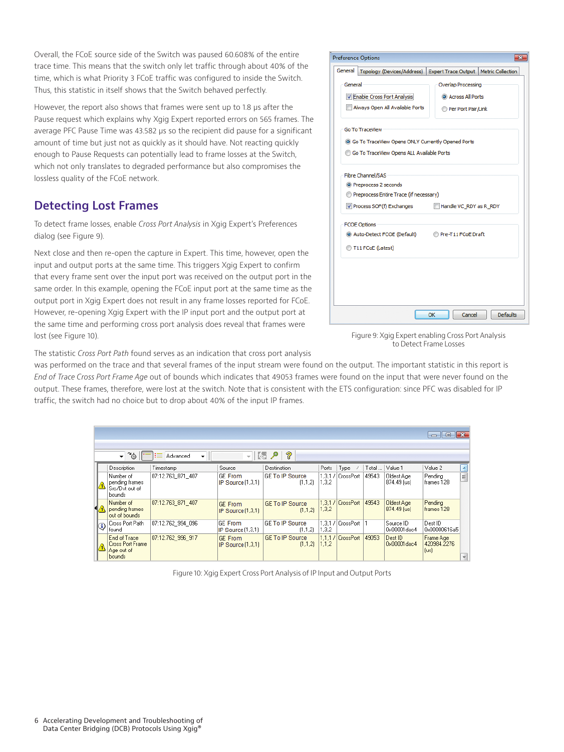Overall, the FCoE source side of the Switch was paused 60.608% of the entire trace time. This means that the switch only let traffic through about 40% of the time, which is what Priority 3 FCoE traffic was configured to inside the Switch. Thus, this statistic in itself shows that the Switch behaved perfectly.

However, the report also shows that frames were sent up to 1.8 µs after the Pause request which explains why Xgig Expert reported errors on 565 frames. The average PFC Pause Time was 43.582 µs so the recipient did pause for a significant amount of time but just not as quickly as it should have. Not reacting quickly enough to Pause Requests can potentially lead to frame losses at the Switch, which not only translates to degraded performance but also compromises the lossless quality of the FCoE network.

## Detecting Lost Frames

To detect frame losses, enable *Cross Port Analysis* in Xgig Expert's Preferences dialog (see Figure 9).

Next close and then re-open the capture in Expert. This time, however, open the input and output ports at the same time. This triggers Xgig Expert to confirm that every frame sent over the input port was received on the output port in the same order. In this example, opening the FCoE input port at the same time as the output port in Xgig Expert does not result in any frame losses reported for FCoE. However, re-opening Xgig Expert with the IP input port and the output port at the same time and performing cross port analysis does reveal that frames were lost (see Figure 10).

Figure 9: Xgig Expert enabling Cross Port Analysis to Detect Frame Losses

The statistic *Cross Port Path* found serves as an indication that cross port analysis was performed on the trace and that several frames of the input stream were found on the output. The important statistic in this report is *End of Trace Cross Port Frame Age* out of bounds which indicates that 49053 frames were found on the input that were never found on the output. These frames, therefore, were lost at the switch. Note that is consistent with the ETS configuration: since PFC was disabled for IP traffic, the switch had no choice but to drop about 40% of the input IP frames.

| Description | Timestamp | Source | Destination | Ports | Type | Total ... | Value 1 | Value 2 |
|---|---|---|---|---|---|---|---|---|
| Number of pending frames Src/Dst out of bounds | 07:12.763_871_407 | GE From IP Source (1,3,1) | GE To IP Source (1,1,2) | 1,3,1 / 1,3,2 | CrossPort | 49543 | Oldest Age 874.49 (us) | Pending frames 128 |
| Number of pending frames out of bounds | 07:12.763_871_407 | GE From IP Source (1,3,1) | GE To IP Source (1,1,2) | 1,3,1 / 1,3,2 | CrossPort | 49543 | Oldest Age 874.49 (us) | Pending frames 128 |
| Cross Port Path found | 07:12.762_994_096 | GE From IP Source (1,3,1) | GE To IP Source (1,1,2) | 1,3,1 / 1,3,2 | CrossPort | 1 | Source ID 0x00001dac4 | Dest ID 0x00000616a5 |
| End of Trace Cross Port Frame Age out of bounds | 07:12.762_996_917 | GE From IP Source (1,3,1) | GE To IP Source (1,1,2) | 1,1,1 / 1,1,2 | CrossPort | 49053 | Dest ID 0x00001dac4 | Frame Age 420984.2276 (us) |

Figure 10: Xgig Expert Cross Port Analysis of IP Input and Output Ports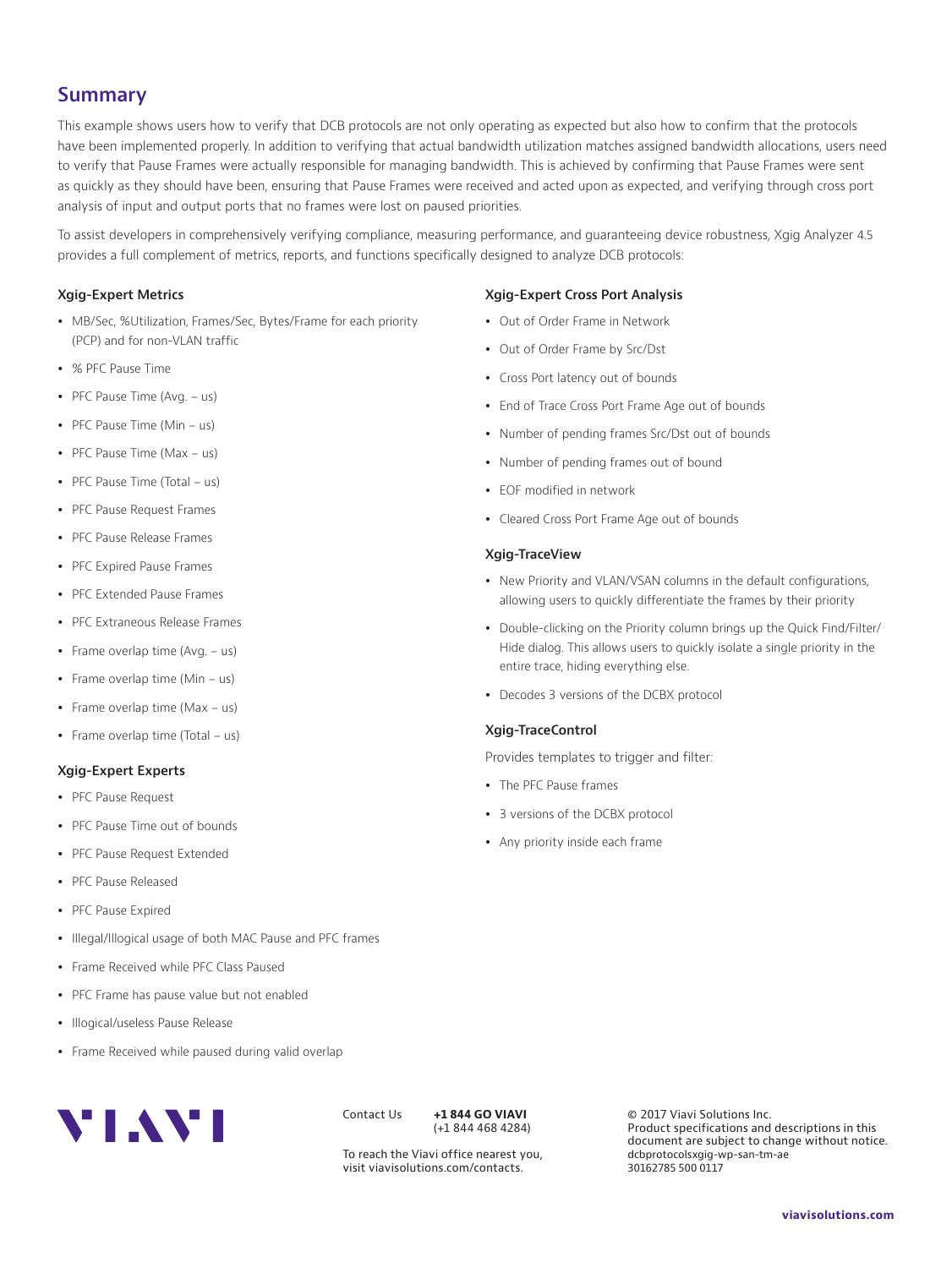## Summary

This example shows users how to verify that DCB protocols are not only operating as expected but also how to confirm that the protocols have been implemented properly. In addition to verifying that actual bandwidth utilization matches assigned bandwidth allocations, users need to verify that Pause Frames were actually responsible for managing bandwidth. This is achieved by confirming that Pause Frames were sent as quickly as they should have been, ensuring that Pause Frames were received and acted upon as expected, and verifying through cross port analysis of input and output ports that no frames were lost on paused priorities.

To assist developers in comprehensively verifying compliance, measuring performance, and guaranteeing device robustness, Xgig Analyzer 4.5 provides a full complement of metrics, reports, and functions specifically designed to analyze DCB protocols:

**Xgig-Expert Metrics**

- MB/Sec, %Utilization, Frames/Sec, Bytes/Frame for each priority (PCP) and for non-VLAN traffic
- % PFC Pause Time
- PFC Pause Time (Avg. – us)
- PFC Pause Time (Min – us)
- PFC Pause Time (Max – us)
- PFC Pause Time (Total – us)
- PFC Pause Request Frames
- PFC Pause Release Frames
- PFC Expired Pause Frames
- PFC Extended Pause Frames
- PFC Extraneous Release Frames
- Frame overlap time (Avg. – us)
- Frame overlap time (Min – us)
- Frame overlap time (Max – us)
- Frame overlap time (Total – us)

**Xgig-Expert Experts**

- PFC Pause Request
- PFC Pause Time out of bounds
- PFC Pause Request Extended
- PFC Pause Released
- PFC Pause Expired
- Illegal/Illogical usage of both MAC Pause and PFC frames
- Frame Received while PFC Class Paused
- PFC Frame has pause value but not enabled
- Illogical/useless Pause Release
- Frame Received while paused during valid overlap

**Xgig-Expert Cross Port Analysis**

- Out of Order Frame in Network
- Out of Order Frame by Src/Dst
- Cross Port latency out of bounds
- End of Trace Cross Port Frame Age out of bounds
- Number of pending frames Src/Dst out of bounds
- Number of pending frames out of bound
- EOF modified in network
- Cleared Cross Port Frame Age out of bounds

**Xgig-TraceView**

- New Priority and VLAN/VSAN columns in the default configurations, allowing users to quickly differentiate the frames by their priority
- Double-clicking on the Priority column brings up the Quick Find/Filter/Hide dialog. This allows users to quickly isolate a single priority in the entire trace, hiding everything else.
- Decodes 3 versions of the DCBX protocol

**Xgig-TraceControl**

Provides templates to trigger and filter:

- The PFC Pause frames
- 3 versions of the DCBX protocol
- Any priority inside each frame

Contact Us **+1 844 GO VIAVI**
(+1 844 468 4284)

To reach the Viavi office nearest you, visit viavisolutions.com/contacts.

© 2017 Viavi Solutions Inc.
Product specifications and descriptions in this document are subject to change without notice.
dcbprotocolsxgig-wp-san-tm-ae
30162785 500 0117

**viavisolutions.com**